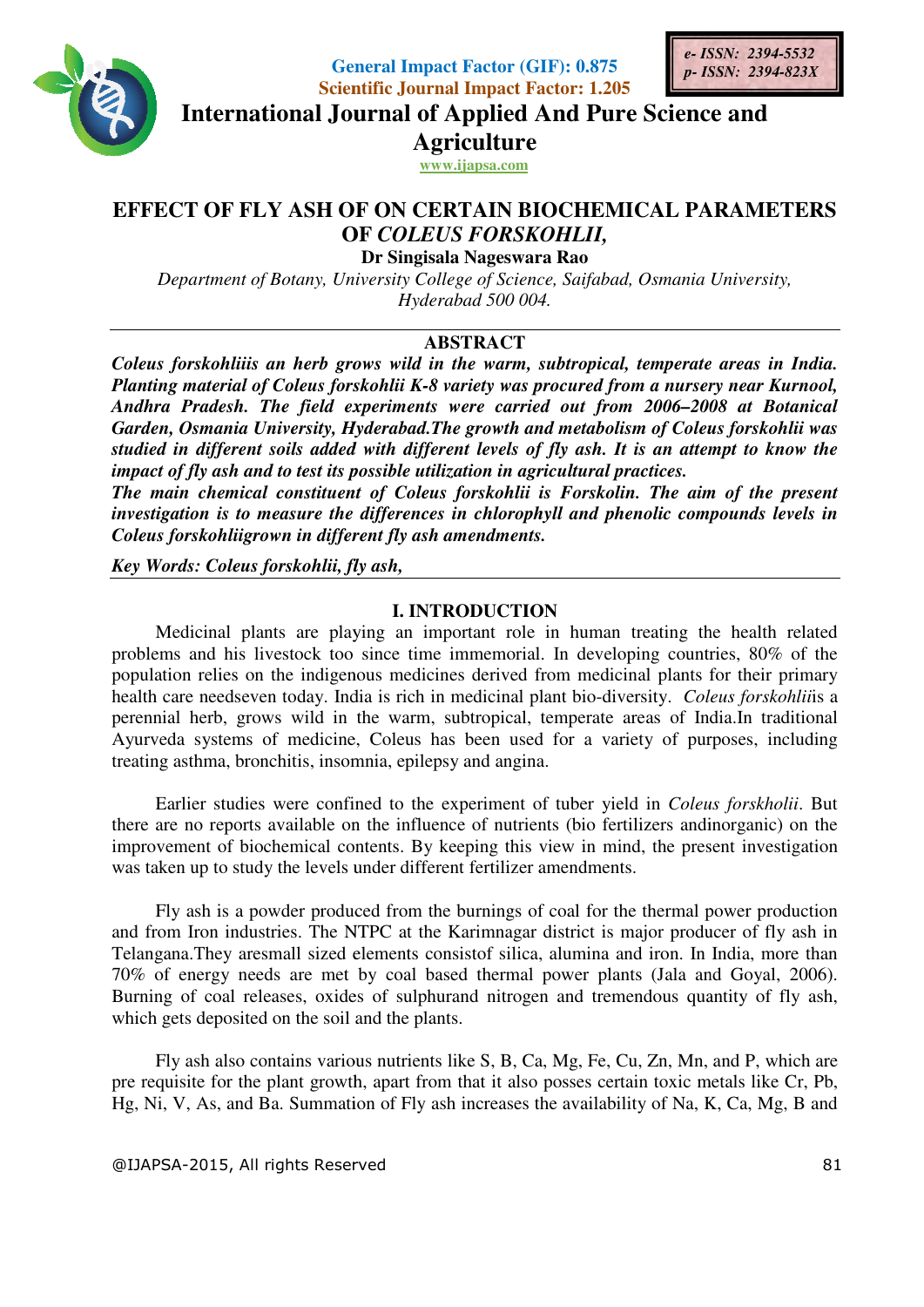General Impact Factor (GIF): 0.875
Scientific Journal Impact Factor: 1.205

e- ISSN: 2394-5532
p- ISSN: 2394-823X

# International Journal of Applied And Pure Science and Agriculture

www.ijapsa.com

## EFFECT OF FLY ASH OF ON CERTAIN BIOCHEMICAL PARAMETERS OF *COLEUS FORSKOHLII,*

**Dr Singisala Nageswara Rao**

*Department of Botany, University College of Science, Saifabad, Osmania University, Hyderabad 500 004.*

### ABSTRACT

***Coleus forskohliiis an herb grows wild in the warm, subtropical, temperate areas in India. Planting material of Coleus forskohlii K-8 variety was procured from a nursery near Kurnool, Andhra Pradesh. The field experiments were carried out from 2006–2008 at Botanical Garden, Osmania University, Hyderabad.The growth and metabolism of Coleus forskohlii was studied in different soils added with different levels of fly ash. It is an attempt to know the impact of fly ash and to test its possible utilization in agricultural practices.***

***The main chemical constituent of Coleus forskohlii is Forskolin. The aim of the present investigation is to measure the differences in chlorophyll and phenolic compounds levels in Coleus forskohliigrown in different fly ash amendments.***

***Key Words: Coleus forskohlii, fly ash,***

### I. INTRODUCTION

Medicinal plants are playing an important role in human treating the health related problems and his livestock too since time immemorial. In developing countries, 80% of the population relies on the indigenous medicines derived from medicinal plants for their primary health care needseven today. India is rich in medicinal plant bio-diversity. *Coleus forskohlii*is a perennial herb, grows wild in the warm, subtropical, temperate areas of India.In traditional Ayurveda systems of medicine, Coleus has been used for a variety of purposes, including treating asthma, bronchitis, insomnia, epilepsy and angina.

Earlier studies were confined to the experiment of tuber yield in *Coleus forskholii*. But there are no reports available on the influence of nutrients (bio fertilizers andinorganic) on the improvement of biochemical contents. By keeping this view in mind, the present investigation was taken up to study the levels under different fertilizer amendments.

Fly ash is a powder produced from the burnings of coal for the thermal power production and from Iron industries. The NTPC at the Karimnagar district is major producer of fly ash in Telangana.They aresmall sized elements consistof silica, alumina and iron. In India, more than 70% of energy needs are met by coal based thermal power plants (Jala and Goyal, 2006). Burning of coal releases, oxides of sulphurand nitrogen and tremendous quantity of fly ash, which gets deposited on the soil and the plants.

Fly ash also contains various nutrients like S, B, Ca, Mg, Fe, Cu, Zn, Mn, and P, which are pre requisite for the plant growth, apart from that it also posses certain toxic metals like Cr, Pb, Hg, Ni, V, As, and Ba. Summation of Fly ash increases the availability of Na, K, Ca, Mg, B and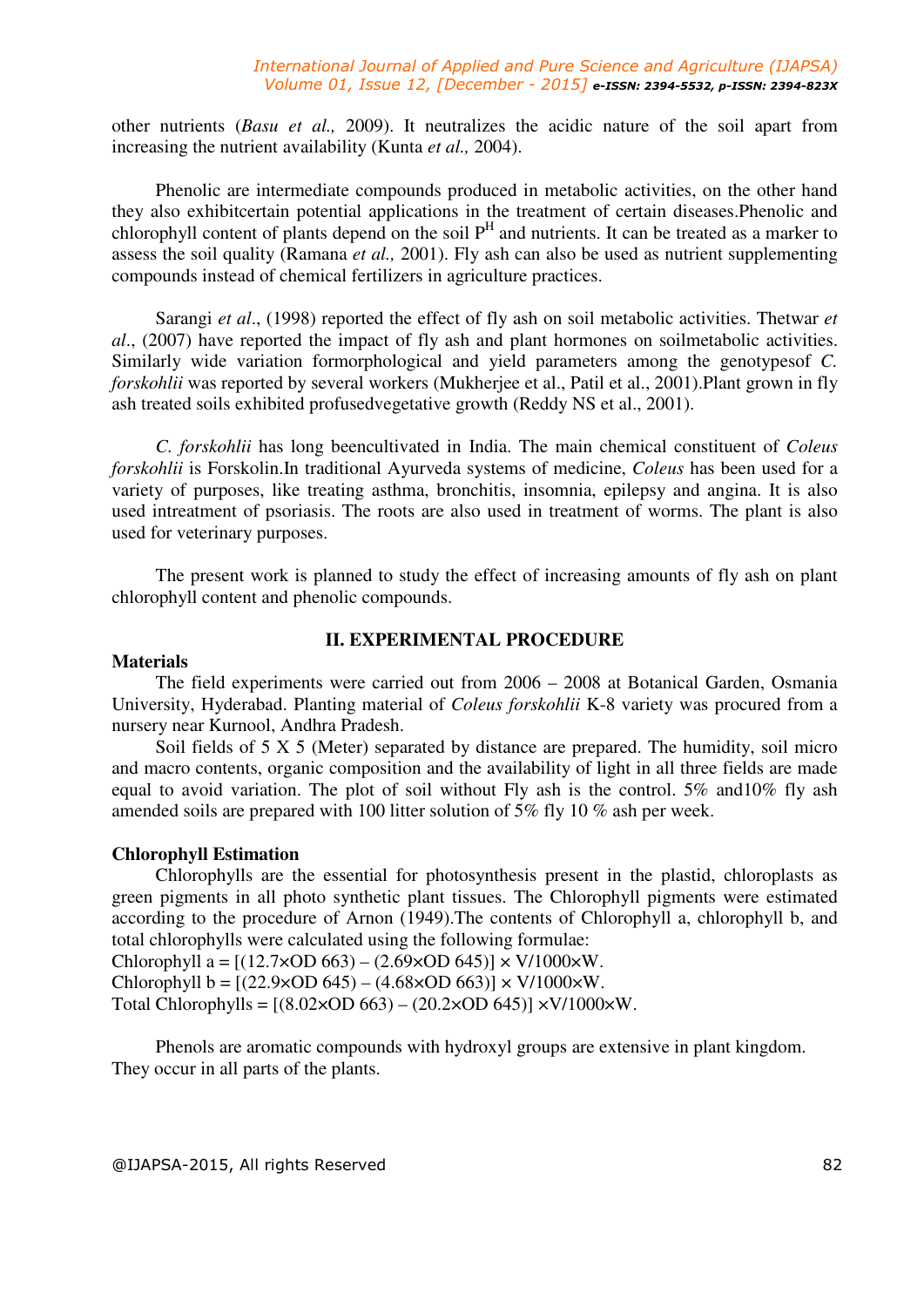other nutrients (*Basu et al.,* 2009). It neutralizes the acidic nature of the soil apart from increasing the nutrient availability (Kunta *et al.,* 2004).

Phenolic are intermediate compounds produced in metabolic activities, on the other hand they also exhibitcertain potential applications in the treatment of certain diseases.Phenolic and chlorophyll content of plants depend on the soil $P^H$ and nutrients. It can be treated as a marker to assess the soil quality (Ramana *et al.,* 2001). Fly ash can also be used as nutrient supplementing compounds instead of chemical fertilizers in agriculture practices.

Sarangi *et al*., (1998) reported the effect of fly ash on soil metabolic activities. Thetwar *et al*., (2007) have reported the impact of fly ash and plant hormones on soilmetabolic activities. Similarly wide variation formorphological and yield parameters among the genotypesof *C. forskohlii* was reported by several workers (Mukherjee et al., Patil et al., 2001).Plant grown in fly ash treated soils exhibited profusedvegetative growth (Reddy NS et al., 2001).

*C. forskohlii* has long beencultivated in India. The main chemical constituent of *Coleus forskohlii* is Forskolin.In traditional Ayurveda systems of medicine, *Coleus* has been used for a variety of purposes, like treating asthma, bronchitis, insomnia, epilepsy and angina. It is also used intreatment of psoriasis. The roots are also used in treatment of worms. The plant is also used for veterinary purposes.

The present work is planned to study the effect of increasing amounts of fly ash on plant chlorophyll content and phenolic compounds.

## II. EXPERIMENTAL PROCEDURE

### Materials

The field experiments were carried out from 2006 – 2008 at Botanical Garden, Osmania University, Hyderabad. Planting material of *Coleus forskohlii* K-8 variety was procured from a nursery near Kurnool, Andhra Pradesh.

Soil fields of 5 X 5 (Meter) separated by distance are prepared. The humidity, soil micro and macro contents, organic composition and the availability of light in all three fields are made equal to avoid variation. The plot of soil without Fly ash is the control. 5% and10% fly ash amended soils are prepared with 100 litter solution of 5% fly 10 % ash per week.

### Chlorophyll Estimation

Chlorophylls are the essential for photosynthesis present in the plastid, chloroplasts as green pigments in all photo synthetic plant tissues. The Chlorophyll pigments were estimated according to the procedure of Arnon (1949).The contents of Chlorophyll a, chlorophyll b, and total chlorophylls were calculated using the following formulae:

Chlorophyll a = $[(12.7\times OD\ 663) - (2.69\times OD\ 645)] \times V/1000\times W$.

Chlorophyll b = $[(22.9\times OD\ 645) - (4.68\times OD\ 663)] \times V/1000\times W$.

Total Chlorophylls = $[(8.02\times OD\ 663) - (20.2\times OD\ 645)] \times V/1000\times W$.

Phenols are aromatic compounds with hydroxyl groups are extensive in plant kingdom. They occur in all parts of the plants.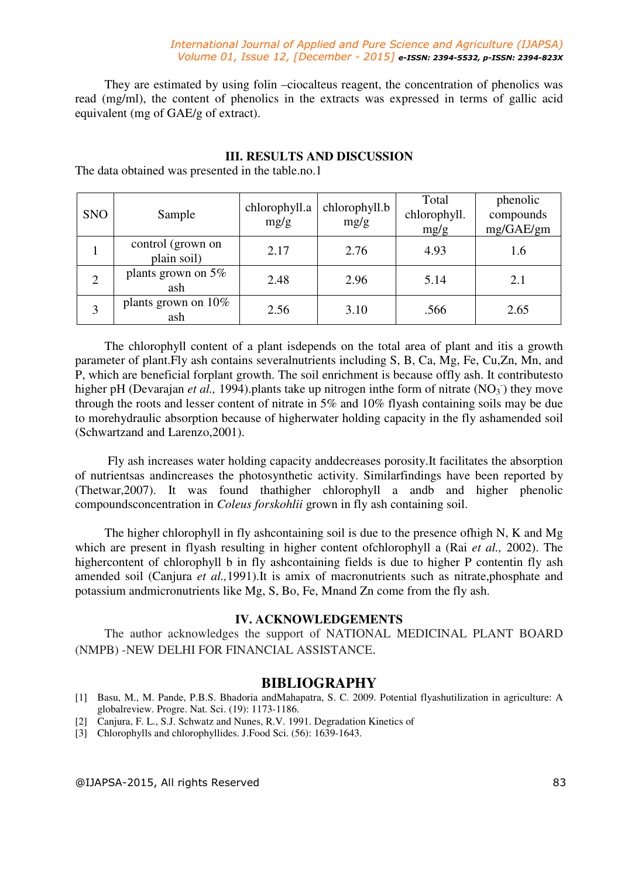They are estimated by using folin –ciocalteus reagent, the concentration of phenolics was read (mg/ml), the content of phenolics in the extracts was expressed in terms of gallic acid equivalent (mg of GAE/g of extract).

## III. RESULTS AND DISCUSSION

The data obtained was presented in the table.no.1

| SNO | Sample | chlorophyll.a mg/g | chlorophyll.b mg/g | Total chlorophyll. mg/g | phenolic compounds mg/GAE/gm |
|---|---|---|---|---|---|
| 1 | control (grown on plain soil) | 2.17 | 2.76 | 4.93 | 1.6 |
| 2 | plants grown on 5% ash | 2.48 | 2.96 | 5.14 | 2.1 |
| 3 | plants grown on 10% ash | 2.56 | 3.10 | .566 | 2.65 |

The chlorophyll content of a plant isdepends on the total area of plant and itis a growth parameter of plant.Fly ash contains severalnutrients including S, B, Ca, Mg, Fe, Cu,Zn, Mn, and P, which are beneficial forplant growth. The soil enrichment is because offly ash. It contributesto higher pH (Devarajan *et al.,* 1994).plants take up nitrogen inthe form of nitrate ($NO_3^-$) they move through the roots and lesser content of nitrate in 5% and 10% flyash containing soils may be due to morehydraulic absorption because of higherwater holding capacity in the fly ashamended soil (Schwartzand and Larenzo,2001).

Fly ash increases water holding capacity anddecreases porosity.It facilitates the absorption of nutrientsas andincreases the photosynthetic activity. Similarfindings have been reported by (Thetwar,2007). It was found thathigher chlorophyll a andb and higher phenolic compoundsconcentration in *Coleus forskohlii* grown in fly ash containing soil.

The higher chlorophyll in fly ashcontaining soil is due to the presence ofhigh N, K and Mg which are present in flyash resulting in higher content ofchlorophyll a (Rai *et al.,* 2002). The highercontent of chlorophyll b in fly ashcontaining fields is due to higher P contentin fly ash amended soil (Canjura *et al.,*1991).It is amix of macronutrients such as nitrate,phosphate and potassium andmicronutrients like Mg, S, Bo, Fe, Mnand Zn come from the fly ash.

## IV. ACKNOWLEDGEMENTS

The author acknowledges the support of NATIONAL MEDICINAL PLANT BOARD (NMPB) -NEW DELHI FOR FINANCIAL ASSISTANCE.

# BIBLIOGRAPHY

[1] Basu, M., M. Pande, P.B.S. Bhadoria andMahapatra, S. C. 2009. Potential flyashutilization in agriculture: A globalreview. Progre. Nat. Sci. (19): 1173-1186.

[2] Canjura, F. L., S.J. Schwatz and Nunes, R.V. 1991. Degradation Kinetics of

[3] Chlorophylls and chlorophyllides. J.Food Sci. (56): 1639-1643.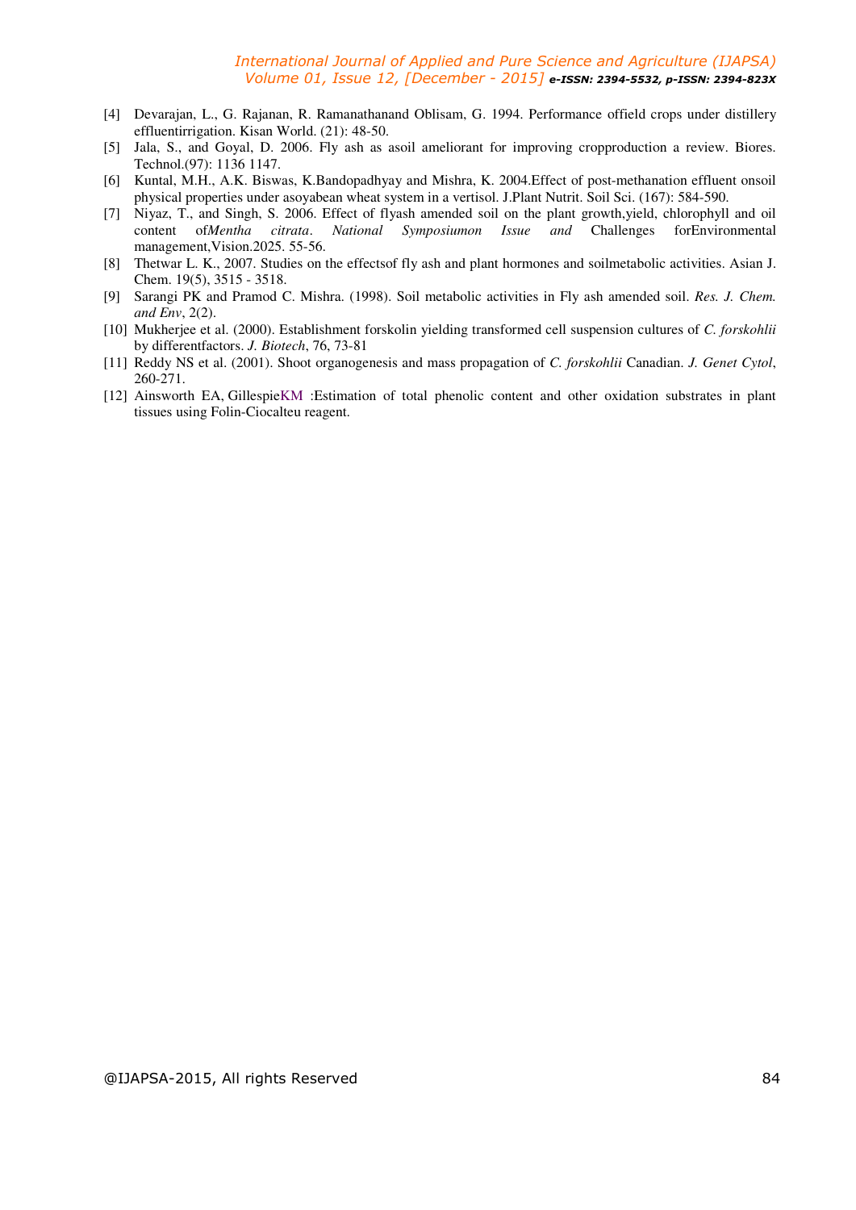[4] Devarajan, L., G. Rajanan, R. Ramanathanand Oblisam, G. 1994. Performance offield crops under distillery effluentirrigation. Kisan World. (21): 48-50.

[5] Jala, S., and Goyal, D. 2006. Fly ash as asoil ameliorant for improving cropproduction a review. Biores. Technol.(97): 1136 1147.

[6] Kuntal, M.H., A.K. Biswas, K.Bandopadhyay and Mishra, K. 2004.Effect of post-methanation effluent onsoil physical properties under asoyabean wheat system in a vertisol. J.Plant Nutrit. Soil Sci. (167): 584-590.

[7] Niyaz, T., and Singh, S. 2006. Effect of flyash amended soil on the plant growth,yield, chlorophyll and oil content of*Mentha citrata*. *National Symposiumon Issue and* Challenges forEnvironmental management,Vision.2025. 55-56.

[8] Thetwar L. K., 2007. Studies on the effectsof fly ash and plant hormones and soilmetabolic activities. Asian J. Chem. 19(5), 3515 - 3518.

[9] Sarangi PK and Pramod C. Mishra. (1998). Soil metabolic activities in Fly ash amended soil. *Res. J. Chem. and Env*, 2(2).

[10] Mukherjee et al. (2000). Establishment forskolin yielding transformed cell suspension cultures of *C. forskohlii* by differentfactors. *J. Biotech*, 76, 73-81

[11] Reddy NS et al. (2001). Shoot organogenesis and mass propagation of *C. forskohlii* Canadian. *J. Genet Cytol*, 260-271.

[12] Ainsworth EA, GillespieKM :Estimation of total phenolic content and other oxidation substrates in plant tissues using Folin-Ciocalteu reagent.